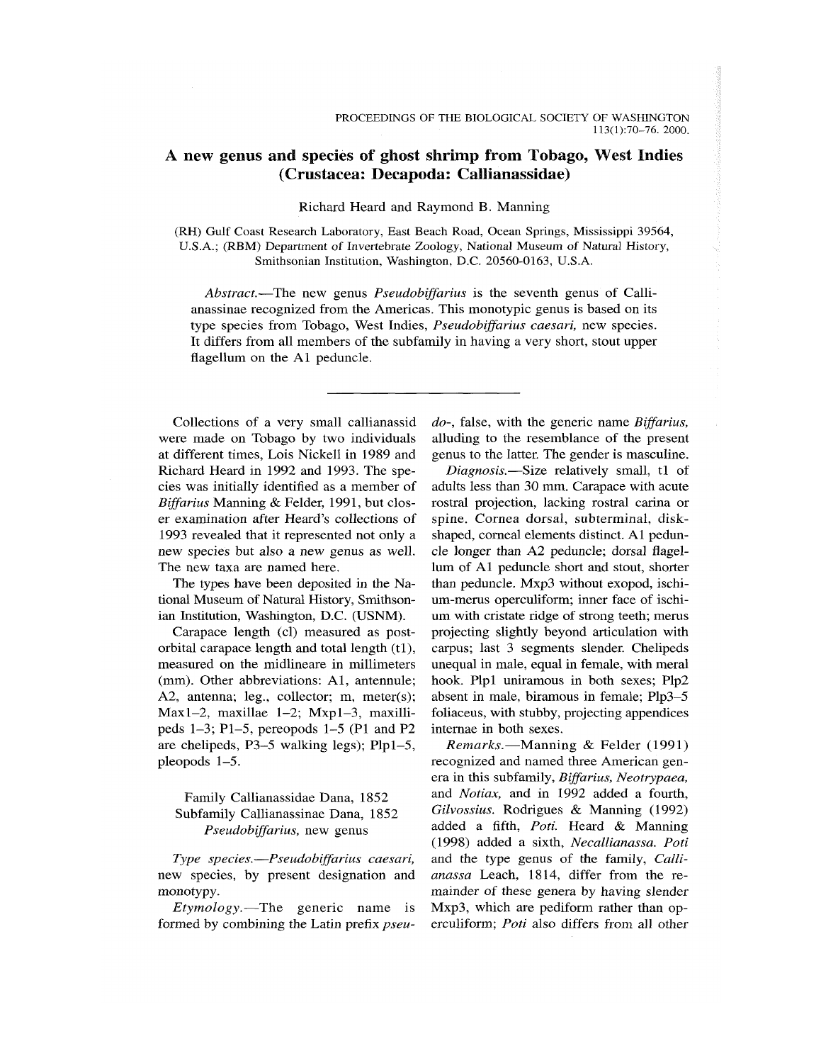# A new genus and species of ghost shrimp from Tobago, West Indies (Crustacea: Decapoda: Callianassidae)

Richard Heard and Raymond B. Manning

(RH) Gulf Coast Research Laboratory, East Beach Road, Ocean Springs, Mississippi 39564, U.S.A.; (RBM) Department of Invertebrate Zoology, National Museum of Natural History, Smithsonian Institution, Washington, D.C. 20560-0163, U.S.A.

*Abstract.*—The new genus *Pseudobiffarius* is the seventh genus of Callianassinae recognized from the Americas. This monotypic genus is based on its type species from Tobago, West Indies, *Pseudobiffarius caesari,* new species. It differs from all members of the subfamily in having a very short, stout upper flagellum on the A1 peduncle.

---

Collections of a very small callianassid were made on Tobago by two individuals at different times, Lois Nickell in 1989 and Richard Heard in 1992 and 1993. The species was initially identified as a member of *Biffarius* Manning & Felder, 1991, but closer examination after Heard's collections of 1993 revealed that it represented not only a new species but also a new genus as well. The new taxa are named here.

The types have been deposited in the National Museum of Natural History, Smithsonian Institution, Washington, D.C. (USNM).

Carapace length (cl) measured as postorbital carapace length and total length (tl), measured on the midlineare in millimeters (mm). Other abbreviations: A1, antennule; A2, antenna; leg., collector; m, meter(s); Max1–2, maxillae 1–2; Mxp1–3, maxillipeds 1–3; P1–5, pereopods 1–5 (P1 and P2 are chelipeds, P3–5 walking legs); Plp1–5, pleopods 1–5.

Family Callianassidae Dana, 1852
Subfamily Callianassinae Dana, 1852
*Pseudobiffarius,* new genus

*Type species.*—*Pseudobiffarius caesari,* new species, by present designation and monotypy.

*Etymology.*—The generic name is formed by combining the Latin prefix *pseudo-*, false, with the generic name *Biffarius,* alluding to the resemblance of the present genus to the latter. The gender is masculine.

*Diagnosis.*—Size relatively small, tl of adults less than 30 mm. Carapace with acute rostral projection, lacking rostral carina or spine. Cornea dorsal, subterminal, disk-shaped, corneal elements distinct. A1 peduncle longer than A2 peduncle; dorsal flagellum of A1 peduncle short and stout, shorter than peduncle. Mxp3 without exopod, ischium-merus operculiform; inner face of ischium with cristate ridge of strong teeth; merus projecting slightly beyond articulation with carpus; last 3 segments slender. Chelipeds unequal in male, equal in female, with meral hook. Plp1 uniramous in both sexes; Plp2 absent in male, biramous in female; Plp3–5 foliaceus, with stubby, projecting appendices internae in both sexes.

*Remarks.*—Manning & Felder (1991) recognized and named three American genera in this subfamily, *Biffarius, Neotrypaea,* and *Notiax,* and in 1992 added a fourth, *Gilvossius.* Rodrigues & Manning (1992) added a fifth, *Poti.* Heard & Manning (1998) added a sixth, *Necallianassa. Poti* and the type genus of the family, *Callianassa* Leach, 1814, differ from the remainder of these genera by having slender Mxp3, which are pediform rather than operculiform; *Poti* also differs from all other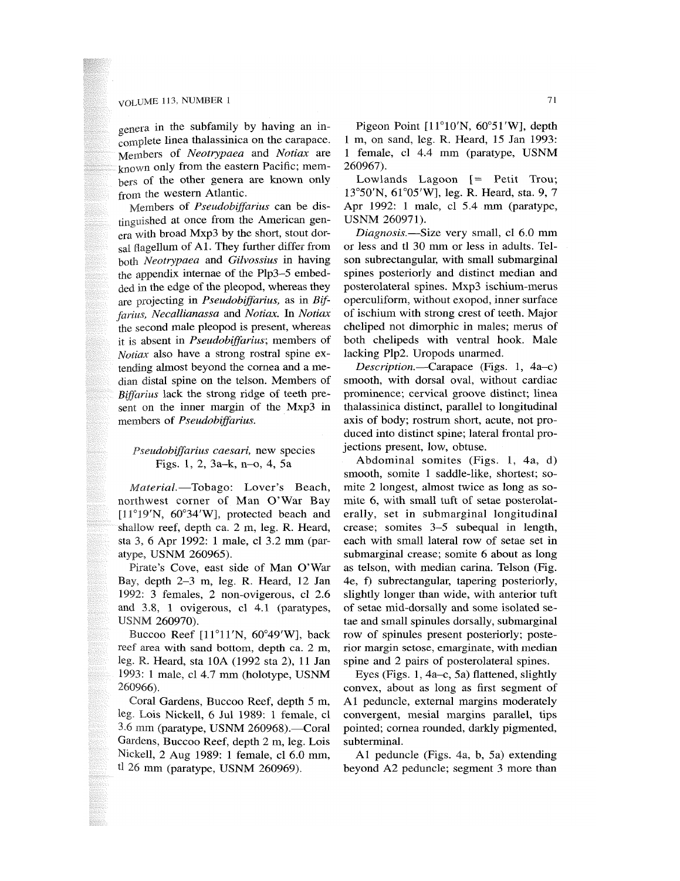genera in the subfamily by having an incomplete linea thalassinica on the carapace. Members of *Neotrypaea* and *Notiax* are known only from the eastern Pacific; members of the other genera are known only from the western Atlantic.

Members of *Pseudobiffarius* can be distinguished at once from the American genera with broad Mxp3 by the short, stout dorsal flagellum of A1. They further differ from both *Neotrypaea* and *Gilvossius* in having the appendix internae of the Plp3–5 embedded in the edge of the pleopod, whereas they are projecting in *Pseudobiffarius,* as in *Biffarius, Necallianassa* and *Notiax.* In *Notiax* the second male pleopod is present, whereas it is absent in *Pseudobiffarius*; members of *Notiax* also have a strong rostral spine extending almost beyond the cornea and a median distal spine on the telson. Members of *Biffarius* lack the strong ridge of teeth present on the inner margin of the Mxp3 in members of *Pseudobiffarius.*

## *Pseudobiffarius caesari,* new species

Figs. 1, 2, 3a–k, n–o, 4, 5a

*Material.*—Tobago: Lover's Beach, northwest corner of Man O'War Bay [11°19'N, 60°34'W], protected beach and shallow reef, depth ca. 2 m, leg. R. Heard, sta 3, 6 Apr 1992: 1 male, cl 3.2 mm (paratype, USNM 260965).

Pirate's Cove, east side of Man O'War Bay, depth 2–3 m, leg. R. Heard, 12 Jan 1992: 3 females, 2 non-ovigerous, cl 2.6 and 3.8, 1 ovigerous, cl 4.1 (paratypes, USNM 260970).

Buccoo Reef [11°11'N, 60°49'W], back reef area with sand bottom, depth ca. 2 m, leg. R. Heard, sta 10A (1992 sta 2), 11 Jan 1993: 1 male, cl 4.7 mm (holotype, USNM 260966).

Coral Gardens, Buccoo Reef, depth 5 m, leg. Lois Nickell, 6 Jul 1989: 1 female, cl 3.6 mm (paratype, USNM 260968).—Coral Gardens, Buccoo Reef, depth 2 m, leg. Lois Nickell, 2 Aug 1989: 1 female, cl 6.0 mm, tl 26 mm (paratype, USNM 260969).

Pigeon Point [11°10'N, 60°51'W], depth 1 m, on sand, leg. R. Heard, 15 Jan 1993: 1 female, cl 4.4 mm (paratype, USNM 260967).

Lowlands Lagoon [= Petit Trou; 13°50'N, 61°05'W], leg. R. Heard, sta. 9, 7 Apr 1992: 1 male, cl 5.4 mm (paratype, USNM 260971).

*Diagnosis.*—Size very small, cl 6.0 mm or less and tl 30 mm or less in adults. Telson subrectangular, with small submarginal spines posteriorly and distinct median and posterolateral spines. Mxp3 ischium-merus operculiform, without exopod, inner surface of ischium with strong crest of teeth. Major cheliped not dimorphic in males; merus of both chelipeds with ventral hook. Male lacking Plp2. Uropods unarmed.

*Description.*—Carapace (Figs. 1, 4a–c) smooth, with dorsal oval, without cardiac prominence; cervical groove distinct; linea thalassinica distinct, parallel to longitudinal axis of body; rostrum short, acute, not produced into distinct spine; lateral frontal projections present, low, obtuse.

Abdominal somites (Figs. 1, 4a, d) smooth, somite 1 saddle-like, shortest; somite 2 longest, almost twice as long as somite 6, with small tuft of setae posterolaterally, set in submarginal longitudinal crease; somites 3–5 subequal in length, each with small lateral row of setae set in submarginal crease; somite 6 about as long as telson, with median carina. Telson (Fig. 4e, f) subrectangular, tapering posteriorly, slightly longer than wide, with anterior tuft of setae mid-dorsally and some isolated setae and small spinules dorsally, submarginal row of spinules present posteriorly; posterior margin setose, emarginate, with median spine and 2 pairs of posterolateral spines.

Eyes (Figs. 1, 4a–c, 5a) flattened, slightly convex, about as long as first segment of A1 peduncle, external margins moderately convergent, mesial margins parallel, tips pointed; cornea rounded, darkly pigmented, subterminal.

A1 peduncle (Figs. 4a, b, 5a) extending beyond A2 peduncle; segment 3 more than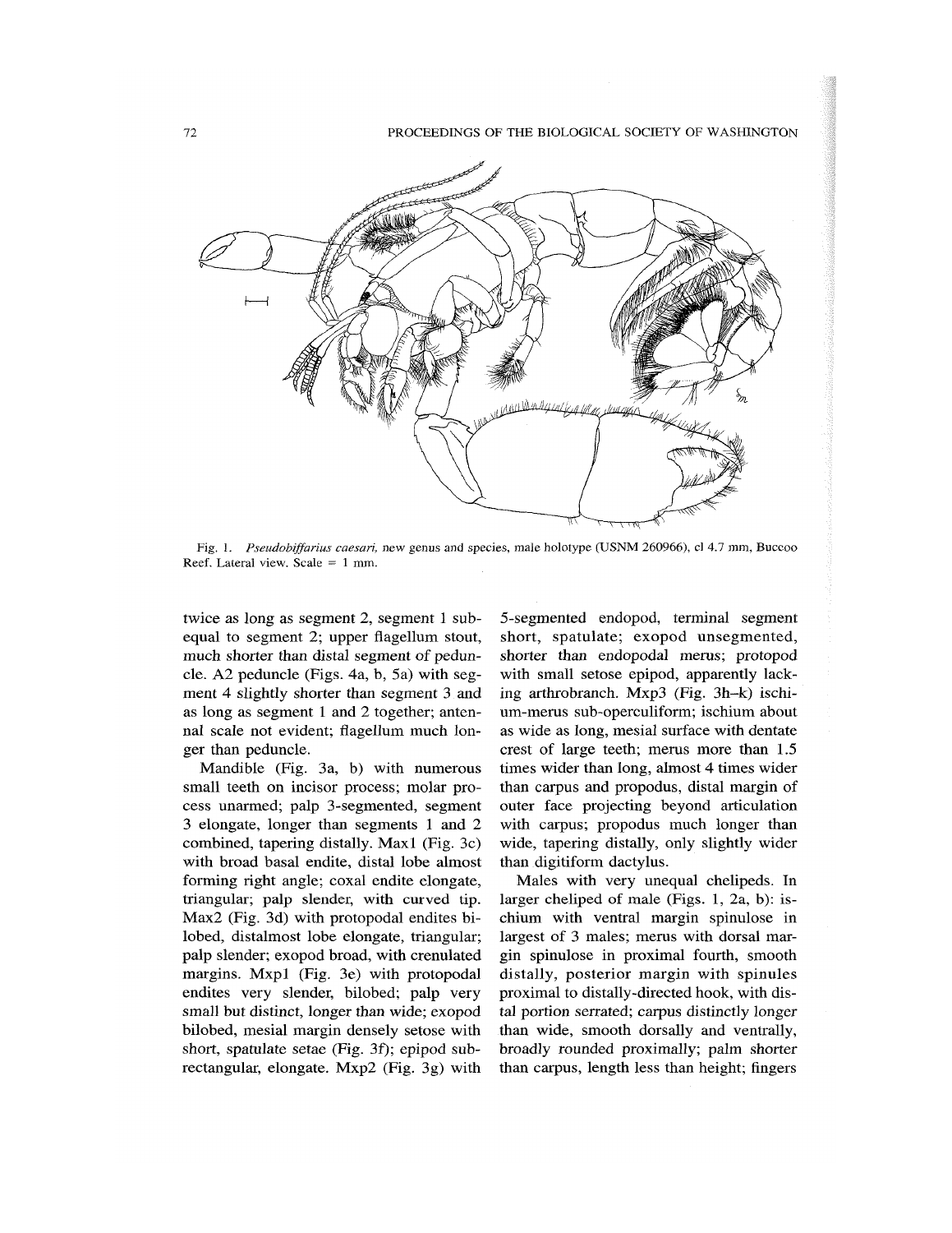Fig. 1. *Pseudobiffarius caesari*, new genus and species, male holotype (USNM 260966), cl 4.7 mm, Buccoo Reef. Lateral view. Scale = 1 mm.

twice as long as segment 2, segment 1 subequal to segment 2; upper flagellum stout, much shorter than distal segment of peduncle. A2 peduncle (Figs. 4a, b, 5a) with segment 4 slightly shorter than segment 3 and as long as segment 1 and 2 together; antennal scale not evident; flagellum much longer than peduncle.

Mandible (Fig. 3a, b) with numerous small teeth on incisor process; molar process unarmed; palp 3-segmented, segment 3 elongate, longer than segments 1 and 2 combined, tapering distally. Max1 (Fig. 3c) with broad basal endite, distal lobe almost forming right angle; coxal endite elongate, triangular; palp slender, with curved tip. Max2 (Fig. 3d) with protopodal endites bilobed, distalmost lobe elongate, triangular; palp slender; exopod broad, with crenulated margins. Mxp1 (Fig. 3e) with protopodal endites very slender, bilobed; palp very small but distinct, longer than wide; exopod bilobed, mesial margin densely setose with short, spatulate setae (Fig. 3f); epipod subrectangular, elongate. Mxp2 (Fig. 3g) with 5-segmented endopod, terminal segment short, spatulate; exopod unsegmented, shorter than endopodal merus; protopod with small setose epipod, apparently lacking arthrobranch. Mxp3 (Fig. 3h–k) ischium-merus sub-operculiform; ischium about as wide as long, mesial surface with dentate crest of large teeth; merus more than 1.5 times wider than long, almost 4 times wider than carpus and propodus, distal margin of outer face projecting beyond articulation with carpus; propodus much longer than wide, tapering distally, only slightly wider than digitiform dactylus.

Males with very unequal chelipeds. In larger cheliped of male (Figs. 1, 2a, b): ischium with ventral margin spinulose in largest of 3 males; merus with dorsal margin spinulose in proximal fourth, smooth distally, posterior margin with spinules proximal to distally-directed hook, with distal portion serrated; carpus distinctly longer than wide, smooth dorsally and ventrally, broadly rounded proximally; palm shorter than carpus, length less than height; fingers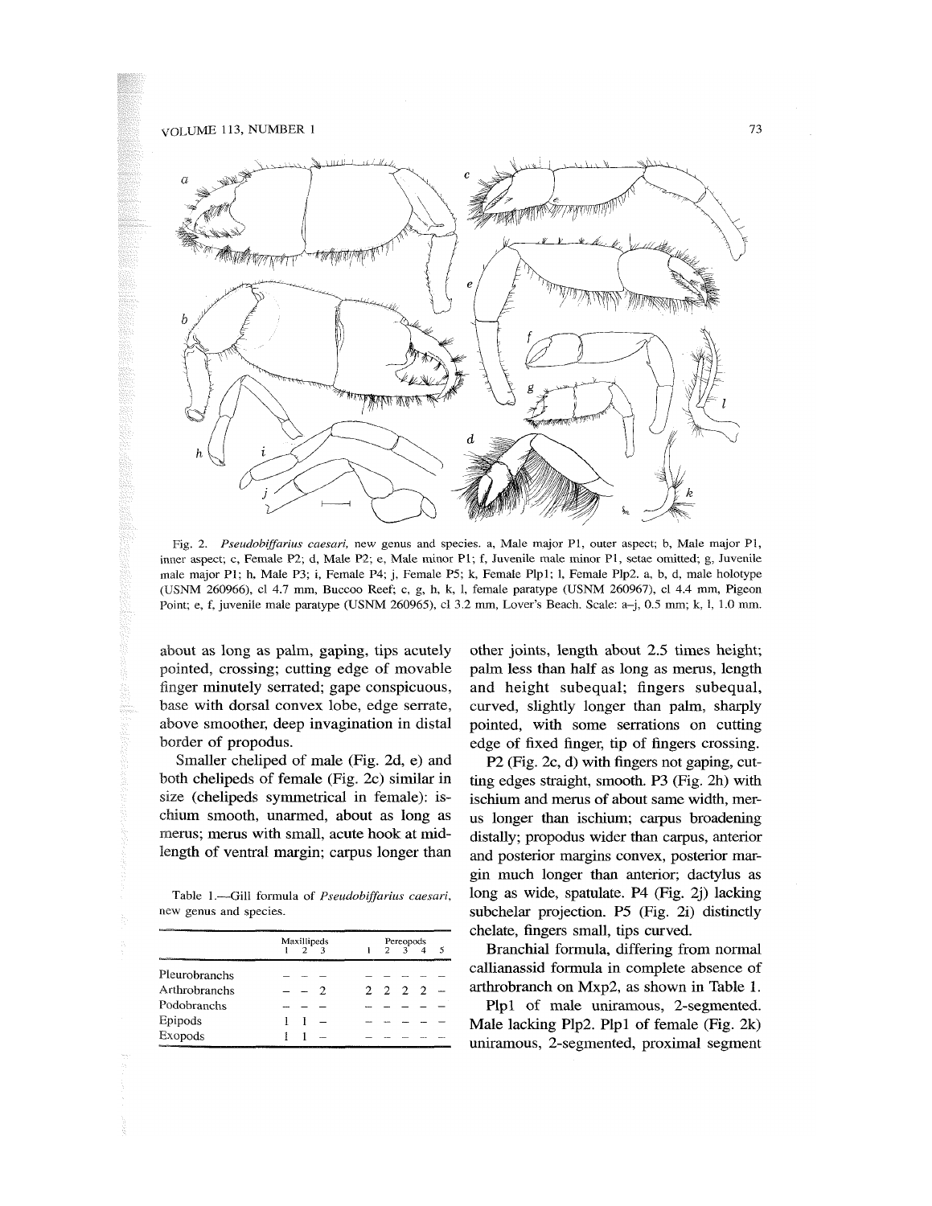Fig. 2. *Pseudobiffarius caesari*, new genus and species. a, Male major P1, outer aspect; b, Male major P1, inner aspect; c, Female P2; d, Male P2; e, Male minor P1; f, Juvenile male minor P1, setae omitted; g, Juvenile male major P1; h, Male P3; i, Female P4; j, Female P5; k, Female Plp1; l, Female Plp2. a, b, d, male holotype (USNM 260966), cl 4.7 mm, Buccoo Reef; c, g, h, k, l, female paratype (USNM 260967), cl 4.4 mm, Pigeon Point; e, f, juvenile male paratype (USNM 260965), cl 3.2 mm, Lover's Beach. Scale: a–j, 0.5 mm; k, l, 1.0 mm.

about as long as palm, gaping, tips acutely pointed, crossing; cutting edge of movable finger minutely serrated; gape conspicuous, base with dorsal convex lobe, edge serrate, above smoother, deep invagination in distal border of propodus.

Smaller cheliped of male (Fig. 2d, e) and both chelipeds of female (Fig. 2c) similar in size (chelipeds symmetrical in female): ischium smooth, unarmed, about as long as merus; merus with small, acute hook at midlength of ventral margin; carpus longer than other joints, length about 2.5 times height; palm less than half as long as merus, length and height subequal; fingers subequal, curved, slightly longer than palm, sharply pointed, with some serrations on cutting edge of fixed finger, tip of fingers crossing.

Table 1.—Gill formula of *Pseudobiffarius caesari*, new genus and species.

| | Maxillipeds 1 | 2 | 3 | Pereopods 1 | 2 | 3 | 4 | 5 |
|---|---|---|---|---|---|---|---|---|
| Pleurobranchs | – | – | – | – | – | – | – | – |
| Arthrobranchs | – | – | 2 | 2 | 2 | 2 | 2 | – |
| Podobranchs | – | – | – | – | – | – | – | – |
| Epipods | 1 | 1 | – | – | – | – | – | – |
| Exopods | 1 | 1 | – | – | – | – | – | – |

P2 (Fig. 2c, d) with fingers not gaping, cutting edges straight, smooth. P3 (Fig. 2h) with ischium and merus of about same width, merus longer than ischium; carpus broadening distally; propodus wider than carpus, anterior and posterior margins convex, posterior margin much longer than anterior; dactylus as long as wide, spatulate. P4 (Fig. 2j) lacking subchelar projection. P5 (Fig. 2i) distinctly chelate, fingers small, tips curved.

Branchial formula, differing from normal callianassid formula in complete absence of arthrobranch on Mxp2, as shown in Table 1.

Plp1 of male uniramous, 2-segmented. Male lacking Plp2. Plp1 of female (Fig. 2k) uniramous, 2-segmented, proximal segment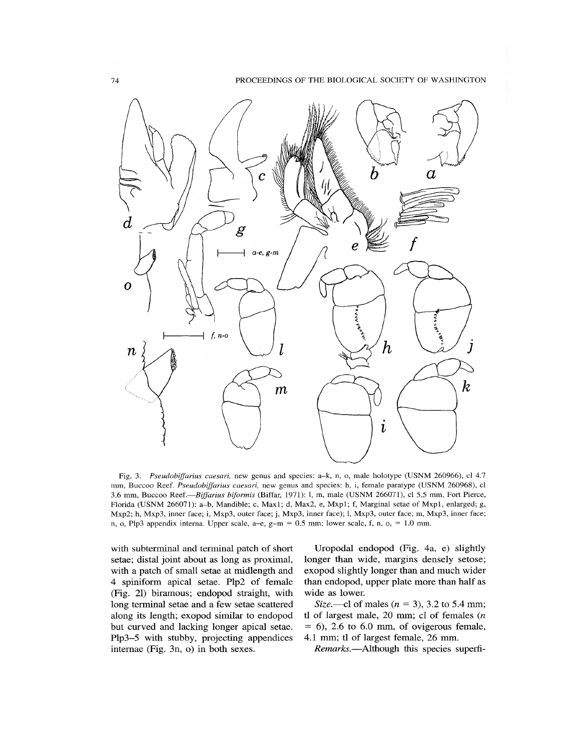Fig. 3. *Pseudobiffarius caesari,* new genus and species: a–k, n, o, male holotype (USNM 260966), cl 4.7 mm, Buccoo Reef. *Pseudobiffarius caesari,* new genus and species: h, i, female paratype (USNM 260968), cl 3.6 mm, Buccoo Reef.—*Biffarius biformis* (Biffar, 1971): l, m, male (USNM 266071), cl 5.5 mm, Fort Pierce, Florida (USNM 266071): a–b, Mandible; c, Max1; d, Max2, e, Mxp1; f, Marginal setae of Mxp1, enlarged; g, Mxp2; h, Mxp3, inner face; i, Mxp3, outer face; j, Mxp3, inner face); l, Mxp3, outer face; m, Mxp3, inner face; n, o, Plp3 appendix interna. Upper scale, a–e, g–m = 0.5 mm; lower scale, f, n, o, = 1.0 mm.

with subterminal and terminal patch of short setae; distal joint about as long as proximal, with a patch of small setae at midlength and 4 spiniform apical setae. Plp2 of female (Fig. 2l) biramous; endopod straight, with long terminal setae and a few setae scattered along its length; exopod similar to endopod but curved and lacking longer apical setae. Plp3–5 with stubby, projecting appendices internae (Fig. 3n, o) in both sexes.

Uropodal endopod (Fig. 4a, e) slightly longer than wide, margins densely setose; exopod slightly longer than and much wider than endopod, upper plate more than half as wide as lower.

*Size.*—cl of males ($n = 3$), 3.2 to 5.4 mm; tl of largest male, 20 mm; cl of females ($n = 6$), 2.6 to 6.0 mm, of ovigerous female, 4.1 mm; tl of largest female, 26 mm.

*Remarks.*—Although this species superfi-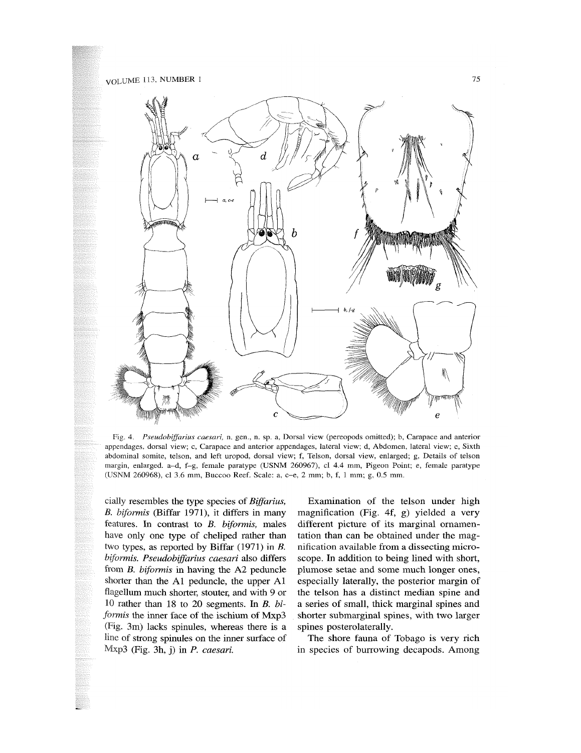Fig. 4. *Pseudobiffarius caesari*, n. gen., n. sp. a, Dorsal view (pereopods omitted); b, Carapace and anterior appendages, dorsal view; c, Carapace and anterior appendages, lateral view; d, Abdomen, lateral view; e, Sixth abdominal somite, telson, and left uropod, dorsal view; f, Telson, dorsal view, enlarged; g, Details of telson margin, enlarged. a–d, f–g, female paratype (USNM 260967), cl 4.4 mm, Pigeon Point; e, female paratype (USNM 260968), cl 3.6 mm, Buccoo Reef. Scale: a, c–e, 2 mm; b, f, 1 mm; g, 0.5 mm.

cially resembles the type species of *Biffarius*, *B. biformis* (Biffar 1971), it differs in many features. In contrast to *B. biformis*, males have only one type of cheliped rather than two types, as reported by Biffar (1971) in *B. biformis*. *Pseudobiffarius caesari* also differs from *B. biformis* in having the A2 peduncle shorter than the A1 peduncle, the upper A1 flagellum much shorter, stouter, and with 9 or 10 rather than 18 to 20 segments. In *B. biformis* the inner face of the ischium of Mxp3 (Fig. 3m) lacks spinules, whereas there is a line of strong spinules on the inner surface of Mxp3 (Fig. 3h, j) in *P. caesari*.

Examination of the telson under high magnification (Fig. 4f, g) yielded a very different picture of its marginal ornamentation than can be obtained under the magnification available from a dissecting microscope. In addition to being lined with short, plumose setae and some much longer ones, especially laterally, the posterior margin of the telson has a distinct median spine and a series of small, thick marginal spines and shorter submarginal spines, with two larger spines posterolaterally.

The shore fauna of Tobago is very rich in species of burrowing decapods. Among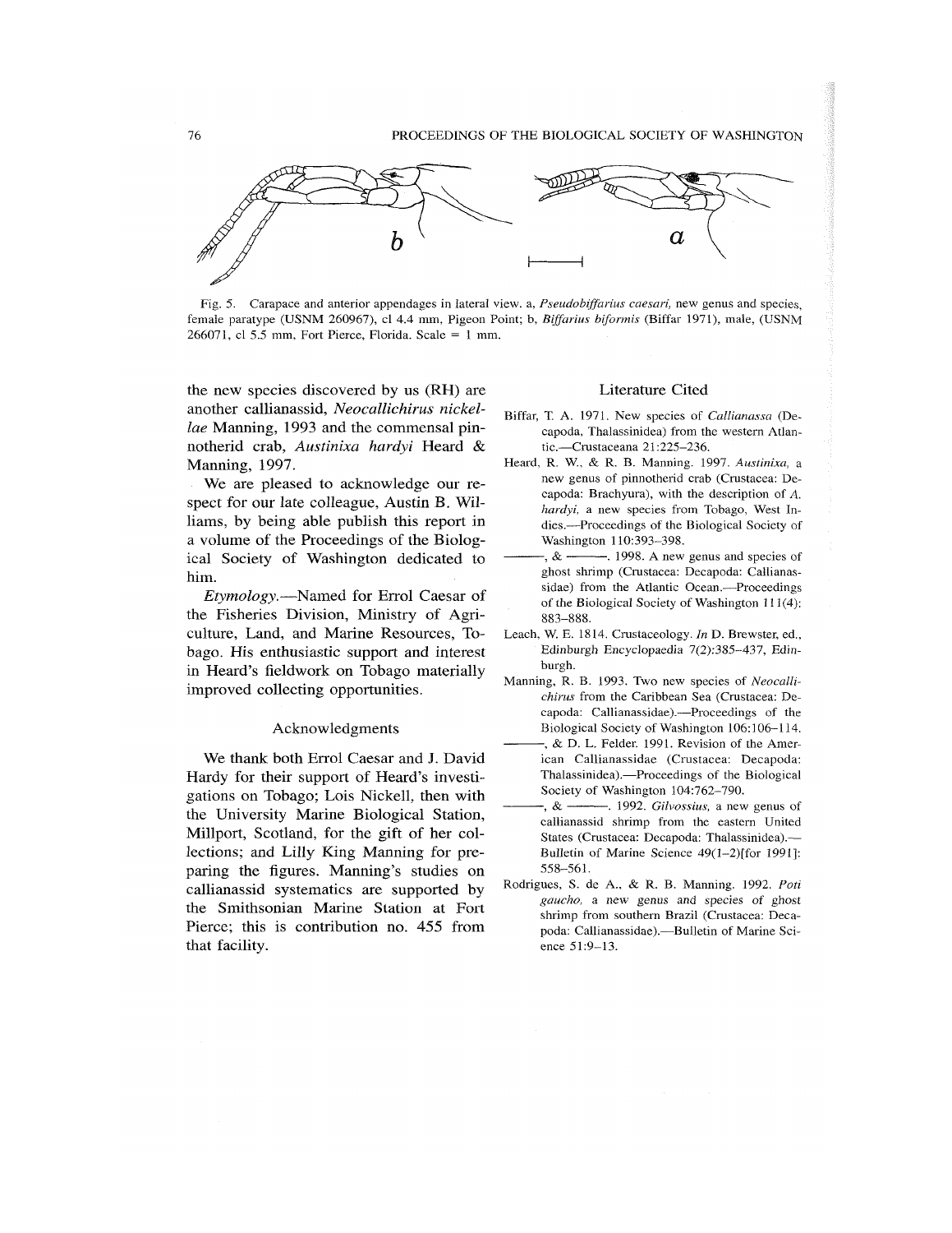Fig. 5. Carapace and anterior appendages in lateral view. a, *Pseudobiffarius caesari,* new genus and species, female paratype (USNM 260967), cl 4.4 mm, Pigeon Point; b, *Biffarius biformis* (Biffar 1971), male, (USNM 266071, cl 5.5 mm, Fort Pierce, Florida. Scale = 1 mm.

the new species discovered by us (RH) are another callianassid, *Neocallichirus nickellae* Manning, 1993 and the commensal pinnotherid crab, *Austinixa hardyi* Heard & Manning, 1997.

We are pleased to acknowledge our respect for our late colleague, Austin B. Williams, by being able publish this report in a volume of the Proceedings of the Biological Society of Washington dedicated to him.

*Etymology.*—Named for Errol Caesar of the Fisheries Division, Ministry of Agriculture, Land, and Marine Resources, Tobago. His enthusiastic support and interest in Heard's fieldwork on Tobago materially improved collecting opportunities.

## Acknowledgments

We thank both Errol Caesar and J. David Hardy for their support of Heard's investigations on Tobago; Lois Nickell, then with the University Marine Biological Station, Millport, Scotland, for the gift of her collections; and Lilly King Manning for preparing the figures. Manning's studies on callianassid systematics are supported by the Smithsonian Marine Station at Fort Pierce; this is contribution no. 455 from that facility.

## Literature Cited

Biffar, T. A. 1971. New species of *Callianassa* (Decapoda, Thalassinidea) from the western Atlantic.—Crustaceana 21:225–236.

Heard, R. W., & R. B. Manning. 1997. *Austinixa*, a new genus of pinnotherid crab (Crustacea: Decapoda: Brachyura), with the description of *A. hardyi*, a new species from Tobago, West Indies.—Proceedings of the Biological Society of Washington 110:393–398.

———, & ———. 1998. A new genus and species of ghost shrimp (Crustacea: Decapoda: Callianassidae) from the Atlantic Ocean.—Proceedings of the Biological Society of Washington 111(4): 883–888.

Leach, W. E. 1814. Crustaceology. *In* D. Brewster, ed., Edinburgh Encyclopaedia 7(2):385–437, Edinburgh.

Manning, R. B. 1993. Two new species of *Neocallichirus* from the Caribbean Sea (Crustacea: Decapoda: Callianassidae).—Proceedings of the Biological Society of Washington 106:106–114.

———, & D. L. Felder. 1991. Revision of the American Callianassidae (Crustacea: Decapoda: Thalassinidea).—Proceedings of the Biological Society of Washington 104:762–790.

———, & ———. 1992. *Gilvossius*, a new genus of callianassid shrimp from the eastern United States (Crustacea: Decapoda: Thalassinidea).—Bulletin of Marine Science 49(1–2)[for 1991]: 558–561.

Rodrigues, S. de A., & R. B. Manning. 1992. *Poti gaucho*, a new genus and species of ghost shrimp from southern Brazil (Crustacea: Decapoda: Callianassidae).—Bulletin of Marine Science 51:9–13.